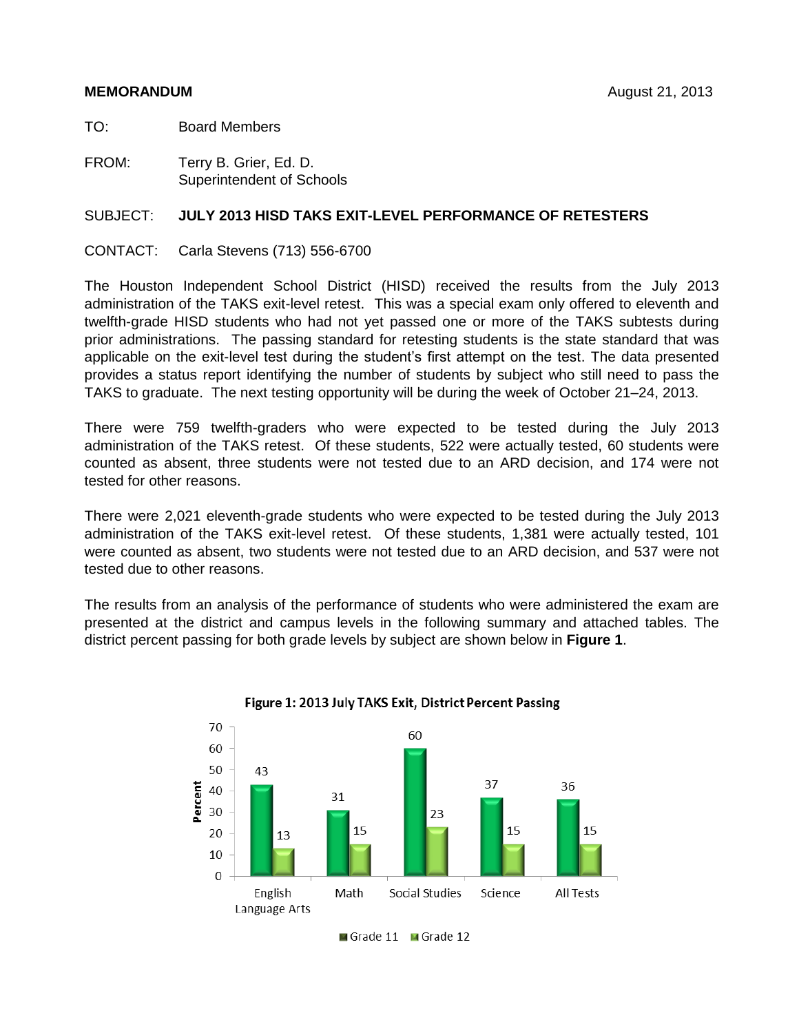**MEMORANDUM** August 21, 2013

TO: Board Members

FROM: Terry B. Grier, Ed. D.
Superintendent of Schools

SUBJECT: **JULY 2013 HISD TAKS EXIT-LEVEL PERFORMANCE OF RETESTERS**

CONTACT: Carla Stevens (713) 556-6700

The Houston Independent School District (HISD) received the results from the July 2013 administration of the TAKS exit-level retest. This was a special exam only offered to eleventh and twelfth-grade HISD students who had not yet passed one or more of the TAKS subtests during prior administrations. The passing standard for retesting students is the state standard that was applicable on the exit-level test during the student's first attempt on the test. The data presented provides a status report identifying the number of students by subject who still need to pass the TAKS to graduate. The next testing opportunity will be during the week of October 21–24, 2013.

There were 759 twelfth-graders who were expected to be tested during the July 2013 administration of the TAKS retest. Of these students, 522 were actually tested, 60 students were counted as absent, three students were not tested due to an ARD decision, and 174 were not tested for other reasons.

There were 2,021 eleventh-grade students who were expected to be tested during the July 2013 administration of the TAKS exit-level retest. Of these students, 1,381 were actually tested, 101 were counted as absent, two students were not tested due to an ARD decision, and 537 were not tested due to other reasons.

The results from an analysis of the performance of students who were administered the exam are presented at the district and campus levels in the following summary and attached tables. The district percent passing for both grade levels by subject are shown below in **Figure 1**.

**Figure 1: 2013 July TAKS Exit, District Percent Passing**

| Subject | Grade 11 | Grade 12 |
|---|---|---|
| English Language Arts | 43 | 13 |
| Math | 31 | 15 |
| Social Studies | 60 | 23 |
| Science | 37 | 15 |
| All Tests | 36 | 15 |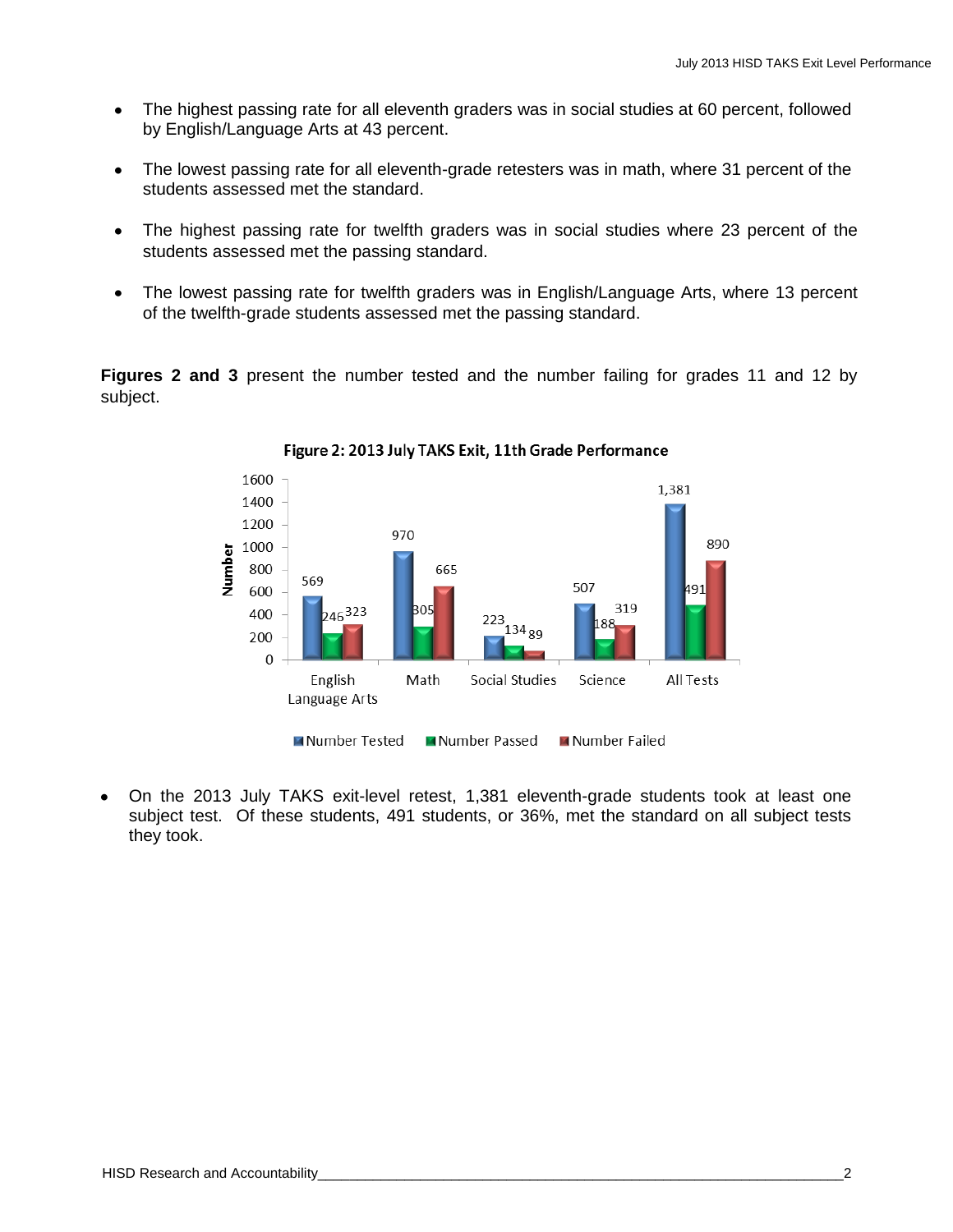- The highest passing rate for all eleventh graders was in social studies at 60 percent, followed by English/Language Arts at 43 percent.
- The lowest passing rate for all eleventh-grade retesters was in math, where 31 percent of the students assessed met the standard.
- The highest passing rate for twelfth graders was in social studies where 23 percent of the students assessed met the passing standard.
- The lowest passing rate for twelfth graders was in English/Language Arts, where 13 percent of the twelfth-grade students assessed met the passing standard.

**Figures 2 and 3** present the number tested and the number failing for grades 11 and 12 by subject.

**Figure 2: 2013 July TAKS Exit, 11th Grade Performance**

| | Number Tested | Number Passed | Number Failed |
|---|---|---|---|
| English Language Arts | 569 | 246 | 323 |
| Math | 970 | 305 | 665 |
| Social Studies | 223 | 134 | 89 |
| Science | 507 | 188 | 319 |
| All Tests | 1,381 | 491 | 890 |

- On the 2013 July TAKS exit-level retest, 1,381 eleventh-grade students took at least one subject test. Of these students, 491 students, or 36%, met the standard on all subject tests they took.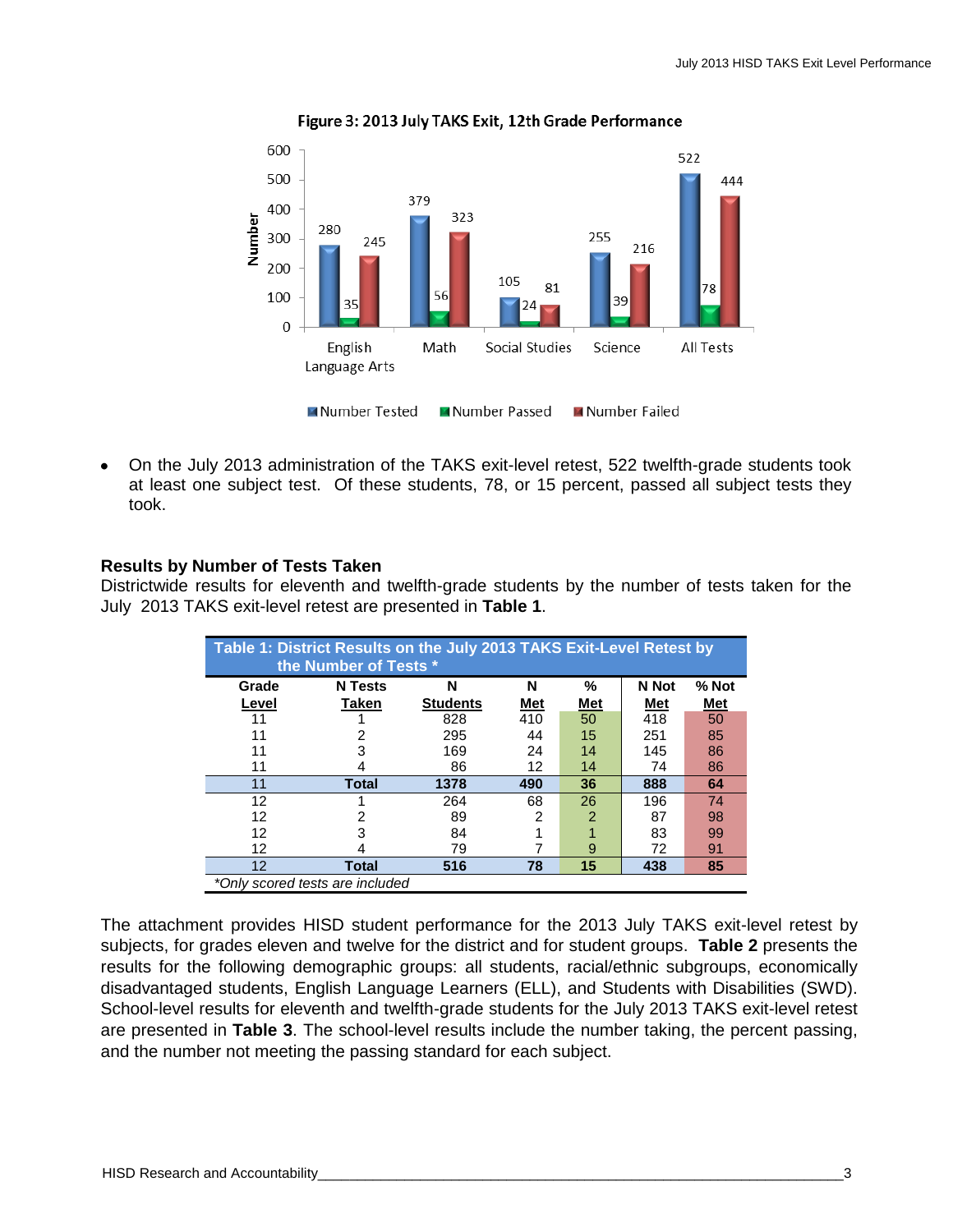Figure 3: 2013 July TAKS Exit, 12th Grade Performance

- On the July 2013 administration of the TAKS exit-level retest, 522 twelfth-grade students took at least one subject test. Of these students, 78, or 15 percent, passed all subject tests they took.

### Results by Number of Tests Taken

Districtwide results for eleventh and twelfth-grade students by the number of tests taken for the July 2013 TAKS exit-level retest are presented in **Table 1**.

**Table 1: District Results on the July 2013 TAKS Exit-Level Retest by the Number of Tests ***

| Grade Level | N Tests Taken | N Students | N Met | % Met | N Not Met | % Not Met |
|---|---|---|---|---|---|---|
| 11 | 1 | 828 | 410 | 50 | 418 | 50 |
| 11 | 2 | 295 | 44 | 15 | 251 | 85 |
| 11 | 3 | 169 | 24 | 14 | 145 | 86 |
| 11 | 4 | 86 | 12 | 14 | 74 | 86 |
| **11** | **Total** | **1378** | **490** | **36** | **888** | **64** |
| 12 | 1 | 264 | 68 | 26 | 196 | 74 |
| 12 | 2 | 89 | 2 | 2 | 87 | 98 |
| 12 | 3 | 84 | 1 | 1 | 83 | 99 |
| 12 | 4 | 79 | 7 | 9 | 72 | 91 |
| **12** | **Total** | **516** | **78** | **15** | **438** | **85** |

*Only scored tests are included*

The attachment provides HISD student performance for the 2013 July TAKS exit-level retest by subjects, for grades eleven and twelve for the district and for student groups. **Table 2** presents the results for the following demographic groups: all students, racial/ethnic subgroups, economically disadvantaged students, English Language Learners (ELL), and Students with Disabilities (SWD). School-level results for eleventh and twelfth-grade students for the July 2013 TAKS exit-level retest are presented in **Table 3**. The school-level results include the number taking, the percent passing, and the number not meeting the passing standard for each subject.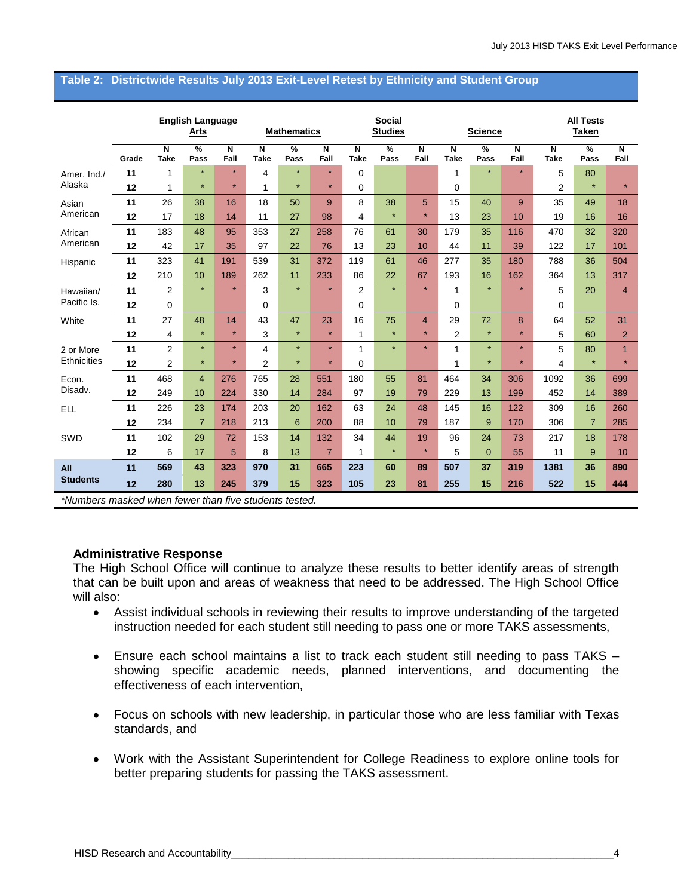## Table 2: Districtwide Results July 2013 Exit-Level Retest by Ethnicity and Student Group

| | | English Language Arts | | | Mathematics | | | Social Studies | | | Science | | | All Tests Taken | | |
|---|---|---|---|---|---|---|---|---|---|---|---|---|---|---|---|---|
| | Grade | N Take | % Pass | N Fail | N Take | % Pass | N Fail | N Take | % Pass | N Fail | N Take | % Pass | N Fail | N Take | % Pass | N Fail |
| Amer. Ind./ Alaska | 11 | 1 | * | * | 4 | * | * | 0 | | | 1 | * | * | 5 | 80 | |
| | 12 | 1 | * | * | 1 | * | * | 0 | | | 0 | | | 2 | * | * |
| Asian American | 11 | 26 | 38 | 16 | 18 | 50 | 9 | 8 | 38 | 5 | 15 | 40 | 9 | 35 | 49 | 18 |
| | 12 | 17 | 18 | 14 | 11 | 27 | 98 | 4 | * | * | 13 | 23 | 10 | 19 | 16 | 16 |
| African American | 11 | 183 | 48 | 95 | 353 | 27 | 258 | 76 | 61 | 30 | 179 | 35 | 116 | 470 | 32 | 320 |
| | 12 | 42 | 17 | 35 | 97 | 22 | 76 | 13 | 23 | 10 | 44 | 11 | 39 | 122 | 17 | 101 |
| Hispanic | 11 | 323 | 41 | 191 | 539 | 31 | 372 | 119 | 61 | 46 | 277 | 35 | 180 | 788 | 36 | 504 |
| | 12 | 210 | 10 | 189 | 262 | 11 | 233 | 86 | 22 | 67 | 193 | 16 | 162 | 364 | 13 | 317 |
| Hawaiian/ Pacific Is. | 11 | 2 | * | * | 3 | * | * | 2 | * | * | 1 | * | * | 5 | 20 | 4 |
| | 12 | 0 | | | 0 | | | 0 | | | 0 | | | 0 | | |
| White | 11 | 27 | 48 | 14 | 43 | 47 | 23 | 16 | 75 | 4 | 29 | 72 | 8 | 64 | 52 | 31 |
| | 12 | 4 | * | * | 3 | * | * | 1 | * | * | 2 | * | * | 5 | 60 | 2 |
| 2 or More Ethnicities | 11 | 2 | * | * | 4 | * | * | 1 | * | * | 1 | * | * | 5 | 80 | 1 |
| | 12 | 2 | * | * | 2 | * | * | 0 | | | 1 | * | * | 4 | * | * |
| Econ. Disadv. | 11 | 468 | 4 | 276 | 765 | 28 | 551 | 180 | 55 | 81 | 464 | 34 | 306 | 1092 | 36 | 699 |
| | 12 | 249 | 10 | 224 | 330 | 14 | 284 | 97 | 19 | 79 | 229 | 13 | 199 | 452 | 14 | 389 |
| ELL | 11 | 226 | 23 | 174 | 203 | 20 | 162 | 63 | 24 | 48 | 145 | 16 | 122 | 309 | 16 | 260 |
| | 12 | 234 | 7 | 218 | 213 | 6 | 200 | 88 | 10 | 79 | 187 | 9 | 170 | 306 | 7 | 285 |
| SWD | 11 | 102 | 29 | 72 | 153 | 14 | 132 | 34 | 44 | 19 | 96 | 24 | 73 | 217 | 18 | 178 |
| | 12 | 6 | 17 | 5 | 8 | 13 | 7 | 1 | * | * | 5 | 0 | 55 | 11 | 9 | 10 |
| **All Students** | **11** | **569** | **43** | **323** | **970** | **31** | **665** | **223** | **60** | **89** | **507** | **37** | **319** | **1381** | **36** | **890** |
| | **12** | **280** | **13** | **245** | **379** | **15** | **323** | **105** | **23** | **81** | **255** | **15** | **216** | **522** | **15** | **444** |

*\*Numbers masked when fewer than five students tested.*

### Administrative Response

The High School Office will continue to analyze these results to better identify areas of strength that can be built upon and areas of weakness that need to be addressed. The High School Office will also:

- Assist individual schools in reviewing their results to improve understanding of the targeted instruction needed for each student still needing to pass one or more TAKS assessments,
- Ensure each school maintains a list to track each student still needing to pass TAKS – showing specific academic needs, planned interventions, and documenting the effectiveness of each intervention,
- Focus on schools with new leadership, in particular those who are less familiar with Texas standards, and
- Work with the Assistant Superintendent for College Readiness to explore online tools for better preparing students for passing the TAKS assessment.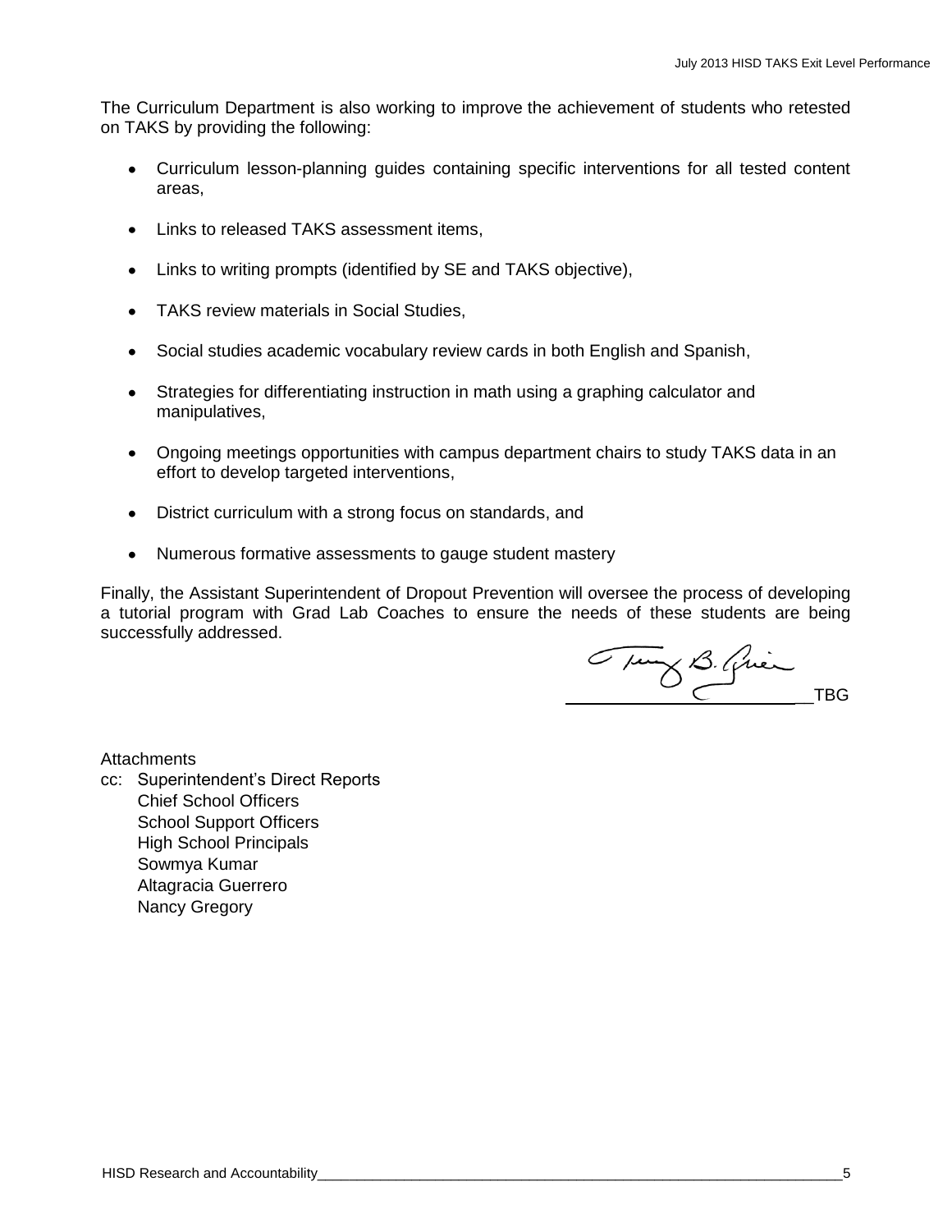The Curriculum Department is also working to improve the achievement of students who retested on TAKS by providing the following:

- Curriculum lesson-planning guides containing specific interventions for all tested content areas,
- Links to released TAKS assessment items,
- Links to writing prompts (identified by SE and TAKS objective),
- TAKS review materials in Social Studies,
- Social studies academic vocabulary review cards in both English and Spanish,
- Strategies for differentiating instruction in math using a graphing calculator and manipulatives,
- Ongoing meetings opportunities with campus department chairs to study TAKS data in an effort to develop targeted interventions,
- District curriculum with a strong focus on standards, and
- Numerous formative assessments to gauge student mastery

Finally, the Assistant Superintendent of Dropout Prevention will oversee the process of developing a tutorial program with Grad Lab Coaches to ensure the needs of these students are being successfully addressed.

TBG

Attachments

cc: Superintendent's Direct Reports
Chief School Officers
School Support Officers
High School Principals
Sowmya Kumar
Altagracia Guerrero
Nancy Gregory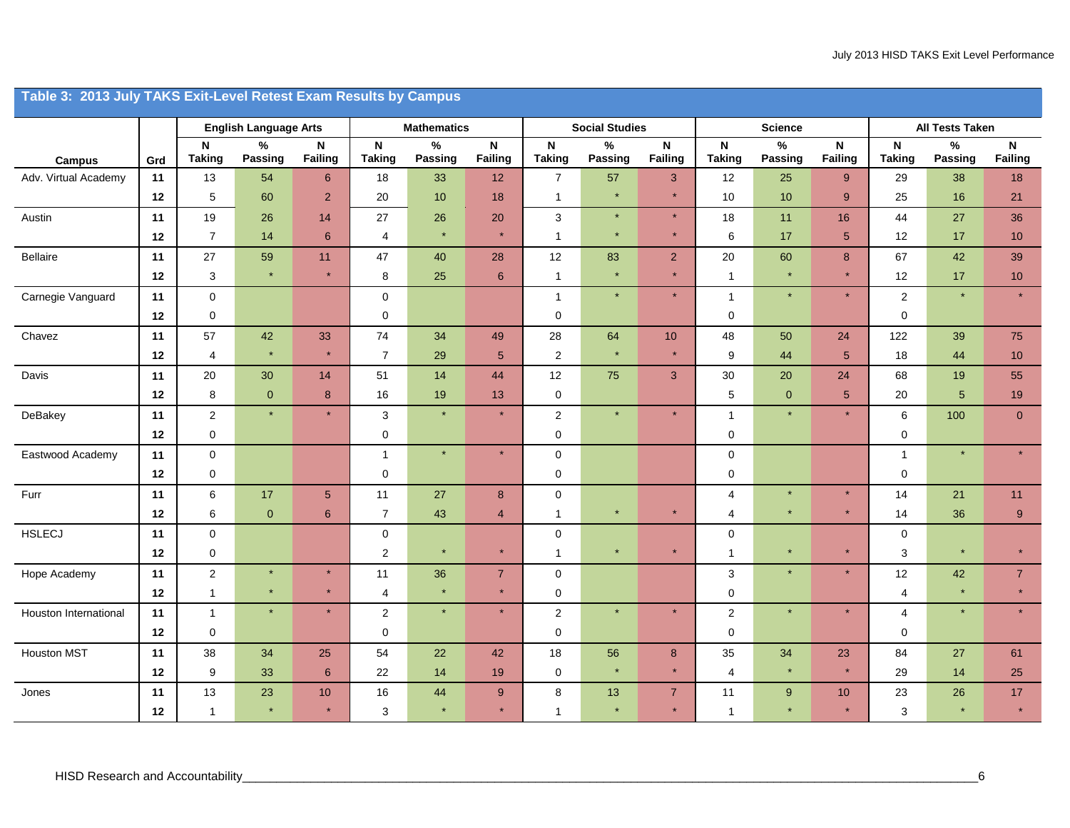## Table 3: 2013 July TAKS Exit-Level Retest Exam Results by Campus

| Campus | Grd | English Language Arts | | | Mathematics | | | Social Studies | | | Science | | | All Tests Taken | | |
|---|---|---|---|---|---|---|---|---|---|---|---|---|---|---|---|---|
| | | N Taking | % Passing | N Failing | N Taking | % Passing | N Failing | N Taking | % Passing | N Failing | N Taking | % Passing | N Failing | N Taking | % Passing | N Failing |
| Adv. Virtual Academy | 11 | 13 | 54 | 6 | 18 | 33 | 12 | 7 | 57 | 3 | 12 | 25 | 9 | 29 | 38 | 18 |
| | 12 | 5 | 60 | 2 | 20 | 10 | 18 | 1 | * | * | 10 | 10 | 9 | 25 | 16 | 21 |
| Austin | 11 | 19 | 26 | 14 | 27 | 26 | 20 | 3 | * | * | 18 | 11 | 16 | 44 | 27 | 36 |
| | 12 | 7 | 14 | 6 | 4 | * | * | 1 | * | * | 6 | 17 | 5 | 12 | 17 | 10 |
| Bellaire | 11 | 27 | 59 | 11 | 47 | 40 | 28 | 12 | 83 | 2 | 20 | 60 | 8 | 67 | 42 | 39 |
| | 12 | 3 | * | * | 8 | 25 | 6 | 1 | * | * | 1 | * | * | 12 | 17 | 10 |
| Carnegie Vanguard | 11 | 0 | | | 0 | | | 1 | * | * | 1 | * | * | 2 | * | * |
| | 12 | 0 | | | 0 | | | 0 | | | 0 | | | 0 | | |
| Chavez | 11 | 57 | 42 | 33 | 74 | 34 | 49 | 28 | 64 | 10 | 48 | 50 | 24 | 122 | 39 | 75 |
| | 12 | 4 | * | * | 7 | 29 | 5 | 2 | * | * | 9 | 44 | 5 | 18 | 44 | 10 |
| Davis | 11 | 20 | 30 | 14 | 51 | 14 | 44 | 12 | 75 | 3 | 30 | 20 | 24 | 68 | 19 | 55 |
| | 12 | 8 | 0 | 8 | 16 | 19 | 13 | 0 | | | 5 | 0 | 5 | 20 | 5 | 19 |
| DeBakey | 11 | 2 | * | * | 3 | * | * | 2 | * | * | 1 | * | * | 6 | 100 | 0 |
| | 12 | 0 | | | 0 | | | 0 | | | 0 | | | 0 | | |
| Eastwood Academy | 11 | 0 | | | 1 | * | * | 0 | | | 0 | | | 1 | * | * |
| | 12 | 0 | | | 0 | | | 0 | | | 0 | | | 0 | | |
| Furr | 11 | 6 | 17 | 5 | 11 | 27 | 8 | 0 | | | 4 | * | * | 14 | 21 | 11 |
| | 12 | 6 | 0 | 6 | 7 | 43 | 4 | 1 | * | * | 4 | * | * | 14 | 36 | 9 |
| HSLECJ | 11 | 0 | | | 0 | | | 0 | | | 0 | | | 0 | | |
| | 12 | 0 | | | 2 | * | * | 1 | * | * | 1 | * | * | 3 | * | * |
| Hope Academy | 11 | 2 | * | * | 11 | 36 | 7 | 0 | | | 3 | * | * | 12 | 42 | 7 |
| | 12 | 1 | * | * | 4 | * | * | 0 | | | 0 | | | 4 | * | * |
| Houston International | 11 | 1 | * | * | 2 | * | * | 2 | * | * | 2 | * | * | 4 | * | * |
| | 12 | 0 | | | 0 | | | 0 | | | 0 | | | 0 | | |
| Houston MST | 11 | 38 | 34 | 25 | 54 | 22 | 42 | 18 | 56 | 8 | 35 | 34 | 23 | 84 | 27 | 61 |
| | 12 | 9 | 33 | 6 | 22 | 14 | 19 | 0 | * | * | 4 | * | * | 29 | 14 | 25 |
| Jones | 11 | 13 | 23 | 10 | 16 | 44 | 9 | 8 | 13 | 7 | 11 | 9 | 10 | 23 | 26 | 17 |
| | 12 | 1 | * | * | 3 | * | * | 1 | * | * | 1 | * | * | 3 | * | * |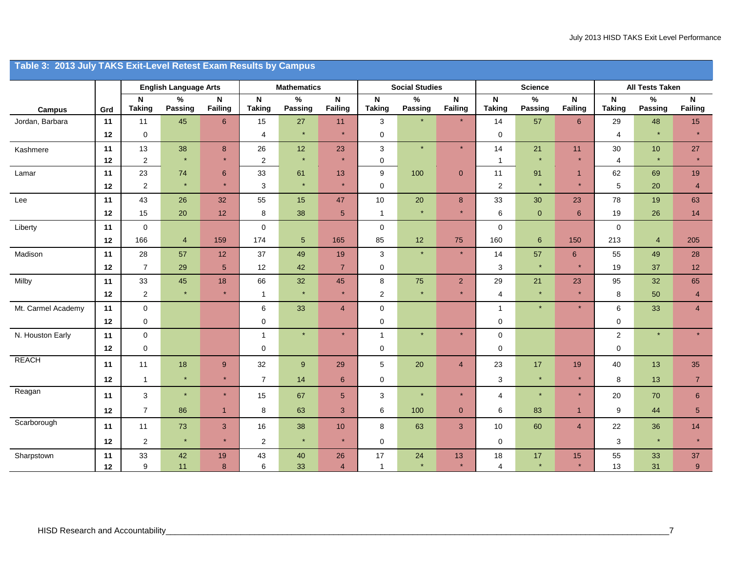## Table 3: 2013 July TAKS Exit-Level Retest Exam Results by Campus

| Campus | Grd | English Language Arts | | | Mathematics | | | Social Studies | | | Science | | | All Tests Taken | | |
|---|---|---|---|---|---|---|---|---|---|---|---|---|---|---|---|---|
| | | N Taking | % Passing | N Failing | N Taking | % Passing | N Failing | N Taking | % Passing | N Failing | N Taking | % Passing | N Failing | N Taking | % Passing | N Failing |
| Jordan, Barbara | 11 | 11 | 45 | 6 | 15 | 27 | 11 | 3 | * | * | 14 | 57 | 6 | 29 | 48 | 15 |
| | 12 | 0 | | | 4 | * | * | 0 | | | 0 | | | 4 | * | * |
| Kashmere | 11 | 13 | 38 | 8 | 26 | 12 | 23 | 3 | * | * | 14 | 21 | 11 | 30 | 10 | 27 |
| | 12 | 2 | * | * | 2 | * | * | 0 | | | 1 | * | * | 4 | * | * |
| Lamar | 11 | 23 | 74 | 6 | 33 | 61 | 13 | 9 | 100 | 0 | 11 | 91 | 1 | 62 | 69 | 19 |
| | 12 | 2 | * | * | 3 | * | * | 0 | | | 2 | * | * | 5 | 20 | 4 |
| Lee | 11 | 43 | 26 | 32 | 55 | 15 | 47 | 10 | 20 | 8 | 33 | 30 | 23 | 78 | 19 | 63 |
| | 12 | 15 | 20 | 12 | 8 | 38 | 5 | 1 | * | * | 6 | 0 | 6 | 19 | 26 | 14 |
| Liberty | 11 | 0 | | | 0 | | | 0 | | | 0 | | | 0 | | |
| | 12 | 166 | 4 | 159 | 174 | 5 | 165 | 85 | 12 | 75 | 160 | 6 | 150 | 213 | 4 | 205 |
| Madison | 11 | 28 | 57 | 12 | 37 | 49 | 19 | 3 | * | * | 14 | 57 | 6 | 55 | 49 | 28 |
| | 12 | 7 | 29 | 5 | 12 | 42 | 7 | 0 | | | 3 | * | * | 19 | 37 | 12 |
| Milby | 11 | 33 | 45 | 18 | 66 | 32 | 45 | 8 | 75 | 2 | 29 | 21 | 23 | 95 | 32 | 65 |
| | 12 | 2 | * | * | 1 | * | * | 2 | * | * | 4 | * | * | 8 | 50 | 4 |
| Mt. Carmel Academy | 11 | 0 | | | 6 | 33 | 4 | 0 | | | 1 | * | * | 6 | 33 | 4 |
| | 12 | 0 | | | 0 | | | 0 | | | 0 | | | 0 | | |
| N. Houston Early | 11 | 0 | | | 1 | * | * | 1 | * | * | 0 | | | 2 | * | * |
| | 12 | 0 | | | 0 | | | 0 | | | 0 | | | 0 | | |
| REACH | 11 | 11 | 18 | 9 | 32 | 9 | 29 | 5 | 20 | 4 | 23 | 17 | 19 | 40 | 13 | 35 |
| | 12 | 1 | * | * | 7 | 14 | 6 | 0 | | | 3 | * | * | 8 | 13 | 7 |
| Reagan | 11 | 3 | * | * | 15 | 67 | 5 | 3 | * | * | 4 | * | * | 20 | 70 | 6 |
| | 12 | 7 | 86 | 1 | 8 | 63 | 3 | 6 | 100 | 0 | 6 | 83 | 1 | 9 | 44 | 5 |
| Scarborough | 11 | 11 | 73 | 3 | 16 | 38 | 10 | 8 | 63 | 3 | 10 | 60 | 4 | 22 | 36 | 14 |
| | 12 | 2 | * | * | 2 | * | * | 0 | | | 0 | | | 3 | * | * |
| Sharpstown | 11 | 33 | 42 | 19 | 43 | 40 | 26 | 17 | 24 | 13 | 18 | 17 | 15 | 55 | 33 | 37 |
| | 12 | 9 | 11 | 8 | 6 | 33 | 4 | 1 | * | * | 4 | * | * | 13 | 31 | 9 |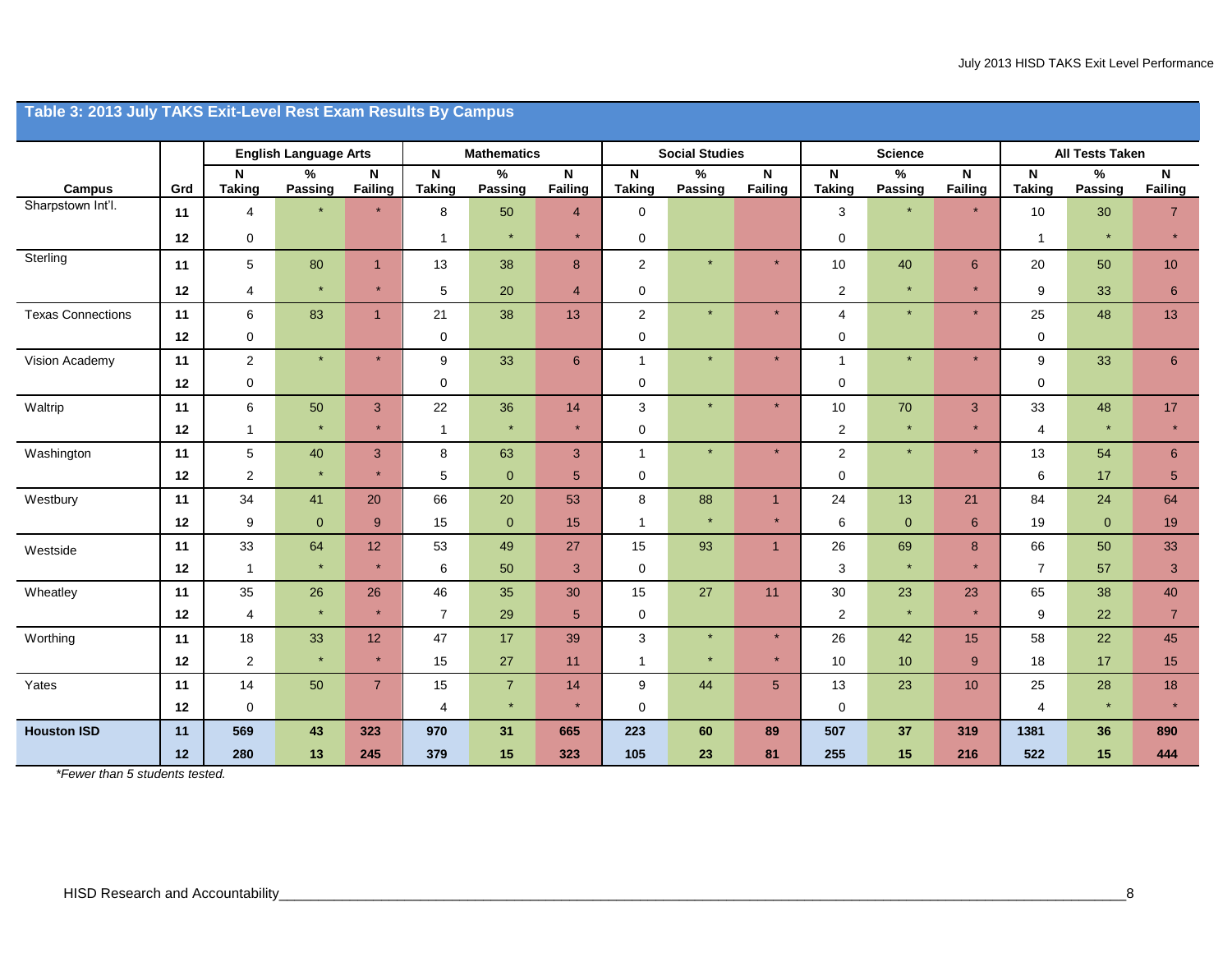## Table 3: 2013 July TAKS Exit-Level Rest Exam Results By Campus

| | | English Language Arts | | | Mathematics | | | Social Studies | | | Science | | | All Tests Taken | | |
|---|---|---|---|---|---|---|---|---|---|---|---|---|---|---|---|---|
| Campus | Grd | N Taking | % Passing | N Failing | N Taking | % Passing | N Failing | N Taking | % Passing | N Failing | N Taking | % Passing | N Failing | N Taking | % Passing | N Failing |
| Sharpstown Int'l. | 11 | 4 | * | * | 8 | 50 | 4 | 0 | | | 3 | * | * | 10 | 30 | 7 |
| | 12 | 0 | | | 1 | * | * | 0 | | | 0 | | | 1 | * | * |
| Sterling | 11 | 5 | 80 | 1 | 13 | 38 | 8 | 2 | * | * | 10 | 40 | 6 | 20 | 50 | 10 |
| | 12 | 4 | * | * | 5 | 20 | 4 | 0 | | | 2 | * | * | 9 | 33 | 6 |
| Texas Connections | 11 | 6 | 83 | 1 | 21 | 38 | 13 | 2 | * | * | 4 | * | * | 25 | 48 | 13 |
| | 12 | 0 | | | 0 | | | 0 | | | 0 | | | 0 | | |
| Vision Academy | 11 | 2 | * | * | 9 | 33 | 6 | 1 | * | * | 1 | * | * | 9 | 33 | 6 |
| | 12 | 0 | | | 0 | | | 0 | | | 0 | | | 0 | | |
| Waltrip | 11 | 6 | 50 | 3 | 22 | 36 | 14 | 3 | * | * | 10 | 70 | 3 | 33 | 48 | 17 |
| | 12 | 1 | * | * | 1 | * | * | 0 | | | 2 | * | * | 4 | * | * |
| Washington | 11 | 5 | 40 | 3 | 8 | 63 | 3 | 1 | * | * | 2 | * | * | 13 | 54 | 6 |
| | 12 | 2 | * | * | 5 | 0 | 5 | 0 | | | 0 | | | 6 | 17 | 5 |
| Westbury | 11 | 34 | 41 | 20 | 66 | 20 | 53 | 8 | 88 | 1 | 24 | 13 | 21 | 84 | 24 | 64 |
| | 12 | 9 | 0 | 9 | 15 | 0 | 15 | 1 | * | * | 6 | 0 | 6 | 19 | 0 | 19 |
| Westside | 11 | 33 | 64 | 12 | 53 | 49 | 27 | 15 | 93 | 1 | 26 | 69 | 8 | 66 | 50 | 33 |
| | 12 | 1 | * | * | 6 | 50 | 3 | 0 | | | 3 | * | * | 7 | 57 | 3 |
| Wheatley | 11 | 35 | 26 | 26 | 46 | 35 | 30 | 15 | 27 | 11 | 30 | 23 | 23 | 65 | 38 | 40 |
| | 12 | 4 | * | * | 7 | 29 | 5 | 0 | | | 2 | * | * | 9 | 22 | 7 |
| Worthing | 11 | 18 | 33 | 12 | 47 | 17 | 39 | 3 | * | * | 26 | 42 | 15 | 58 | 22 | 45 |
| | 12 | 2 | * | * | 15 | 27 | 11 | 1 | * | * | 10 | 10 | 9 | 18 | 17 | 15 |
| Yates | 11 | 14 | 50 | 7 | 15 | 7 | 14 | 9 | 44 | 5 | 13 | 23 | 10 | 25 | 28 | 18 |
| | 12 | 0 | | | 4 | * | * | 0 | | | 0 | | | 4 | * | * |
| **Houston ISD** | **11** | **569** | **43** | **323** | **970** | **31** | **665** | **223** | **60** | **89** | **507** | **37** | **319** | **1381** | **36** | **890** |
| | **12** | **280** | **13** | **245** | **379** | **15** | **323** | **105** | **23** | **81** | **255** | **15** | **216** | **522** | **15** | **444** |

*\*Fewer than 5 students tested.*